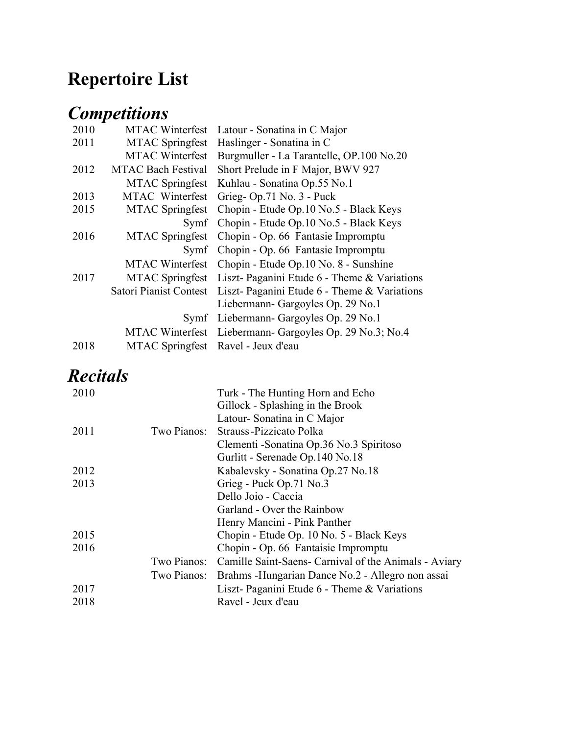# Repertoire List

## *Competitions*

| | | |
|---|---|---|
| 2010 | MTAC Winterfest | Latour - Sonatina in C Major |
| 2011 | MTAC Springfest | Haslinger - Sonatina in C |
| | MTAC Winterfest | Burgmuller - La Tarantelle, OP.100 No.20 |
| 2012 | MTAC Bach Festival | Short Prelude in F Major, BWV 927 |
| | MTAC Springfest | Kuhlau - Sonatina Op.55 No.1 |
| 2013 | MTAC Winterfest | Grieg- Op.71 No. 3 - Puck |
| 2015 | MTAC Springfest | Chopin - Etude Op.10 No.5 - Black Keys |
| | Symf | Chopin - Etude Op.10 No.5 - Black Keys |
| 2016 | MTAC Springfest | Chopin - Op. 66 Fantasie Impromptu |
| | Symf | Chopin - Op. 66 Fantasie Impromptu |
| | MTAC Winterfest | Chopin - Etude Op.10 No. 8 - Sunshine |
| 2017 | MTAC Springfest | Liszt- Paganini Etude 6 - Theme & Variations |
| | Satori Pianist Contest | Liszt- Paganini Etude 6 - Theme & Variations |
| | | Liebermann- Gargoyles Op. 29 No.1 |
| | Symf | Liebermann- Gargoyles Op. 29 No.1 |
| | MTAC Winterfest | Liebermann- Gargoyles Op. 29 No.3; No.4 |
| 2018 | MTAC Springfest | Ravel - Jeux d'eau |

## *Recitals*

| | | |
|---|---|---|
| 2010 | | Turk - The Hunting Horn and Echo |
| | | Gillock - Splashing in the Brook |
| | | Latour- Sonatina in C Major |
| 2011 | Two Pianos: | Strauss-Pizzicato Polka |
| | | Clementi -Sonatina Op.36 No.3 Spiritoso |
| | | Gurlitt - Serenade Op.140 No.18 |
| 2012 | | Kabalevsky - Sonatina Op.27 No.18 |
| 2013 | | Grieg - Puck Op.71 No.3 |
| | | Dello Joio - Caccia |
| | | Garland - Over the Rainbow |
| | | Henry Mancini - Pink Panther |
| 2015 | | Chopin - Etude Op. 10 No. 5 - Black Keys |
| 2016 | | Chopin - Op. 66 Fantaisie Impromptu |
| | Two Pianos: | Camille Saint-Saens- Carnival of the Animals - Aviary |
| | Two Pianos: | Brahms -Hungarian Dance No.2 - Allegro non assai |
| 2017 | | Liszt- Paganini Etude 6 - Theme & Variations |
| 2018 | | Ravel - Jeux d'eau |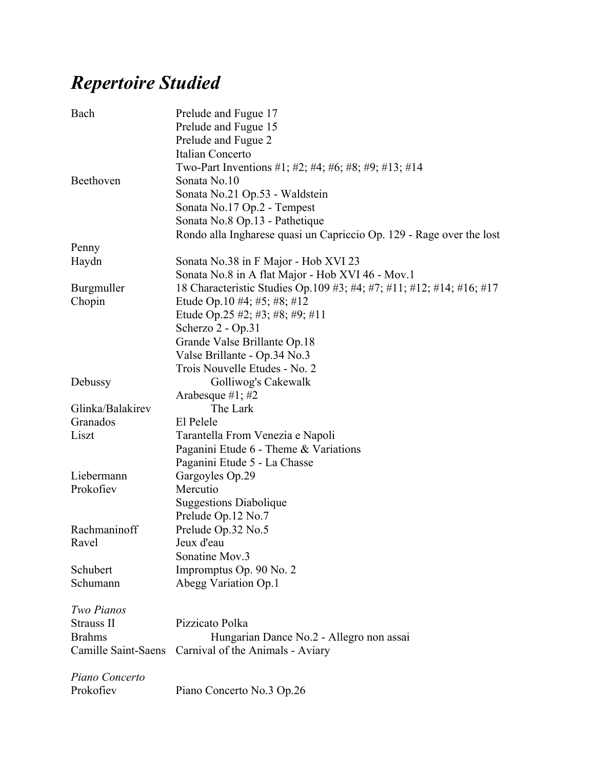# *Repertoire Studied*

| | |
|---|---|
| Bach | Prelude and Fugue 17 |
| | Prelude and Fugue 15 |
| | Prelude and Fugue 2 |
| | Italian Concerto |
| | Two-Part Inventions #1; #2; #4; #6; #8; #9; #13; #14 |
| Beethoven | Sonata No.10 |
| | Sonata No.21 Op.53 - Waldstein |
| | Sonata No.17 Op.2 - Tempest |
| | Sonata No.8 Op.13 - Pathetique |
| | Rondo alla Ingharese quasi un Capriccio Op. 129 - Rage over the lost |
| Penny | |
| Haydn | Sonata No.38 in F Major - Hob XVI 23 |
| | Sonata No.8 in A flat Major - Hob XVI 46 - Mov.1 |
| Burgmuller | 18 Characteristic Studies Op.109 #3; #4; #7; #11; #12; #14; #16; #17 |
| Chopin | Etude Op.10 #4; #5; #8; #12 |
| | Etude Op.25 #2; #3; #8; #9; #11 |
| | Scherzo 2 - Op.31 |
| | Grande Valse Brillante Op.18 |
| | Valse Brillante - Op.34 No.3 |
| | Trois Nouvelle Etudes - No. 2 |
| Debussy | Golliwog's Cakewalk |
| | Arabesque #1; #2 |
| Glinka/Balakirev | The Lark |
| Granados | El Pelele |
| Liszt | Tarantella From Venezia e Napoli |
| | Paganini Etude 6 - Theme & Variations |
| | Paganini Etude 5 - La Chasse |
| Liebermann | Gargoyles Op.29 |
| Prokofiev | Mercutio |
| | Suggestions Diabolique |
| | Prelude Op.12 No.7 |
| Rachmaninoff | Prelude Op.32 No.5 |
| Ravel | Jeux d'eau |
| | Sonatine Mov.3 |
| Schubert | Impromptus Op. 90 No. 2 |
| Schumann | Abegg Variation Op.1 |

*Two Pianos*

| | |
|---|---|
| Strauss II | Pizzicato Polka |
| Brahms | Hungarian Dance No.2 - Allegro non assai |
| Camille Saint-Saens | Carnival of the Animals - Aviary |

*Piano Concerto*

| | |
|---|---|
| Prokofiev | Piano Concerto No.3 Op.26 |